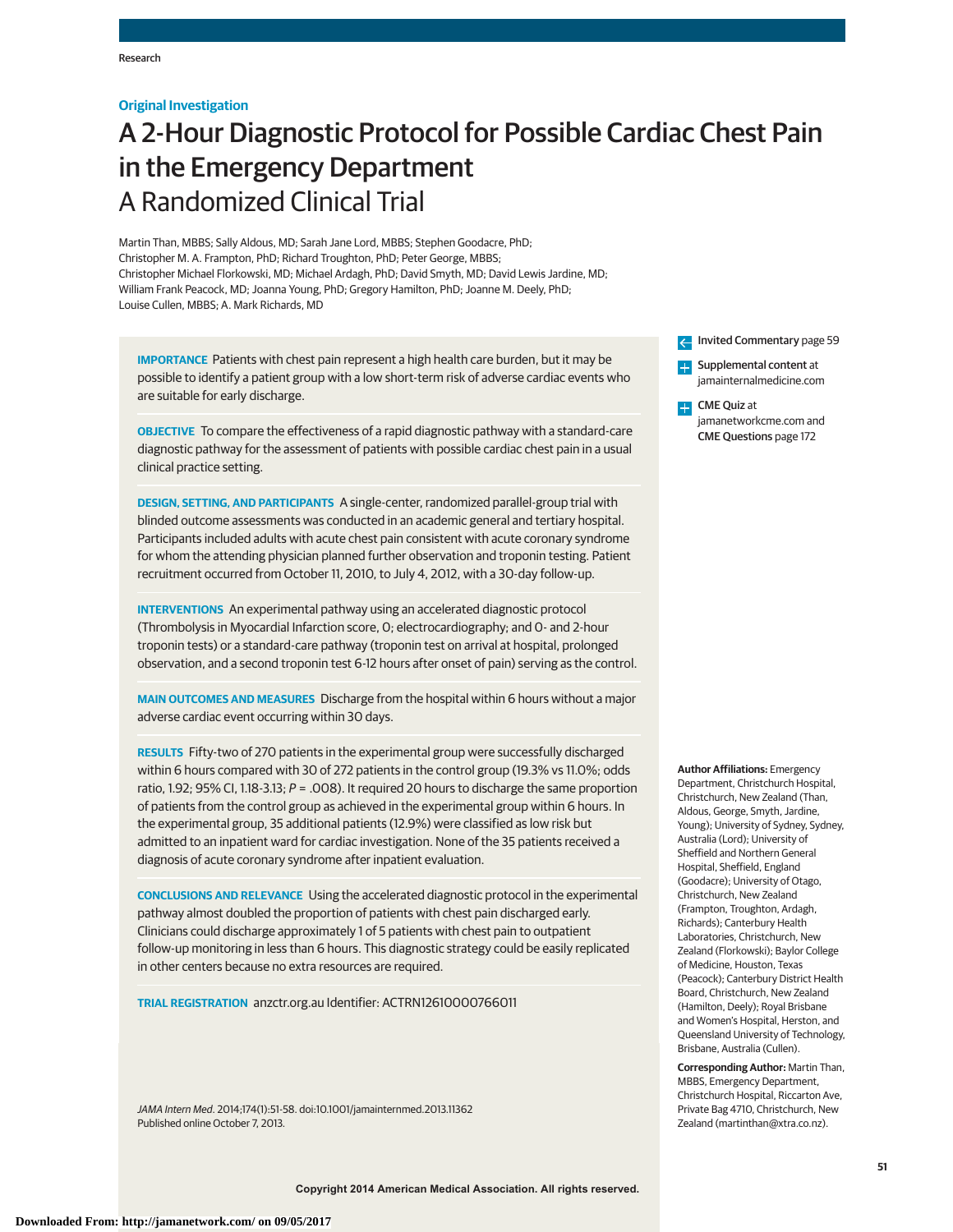Original Investigation

# A 2-Hour Diagnostic Protocol for Possible Cardiac Chest Pain in the Emergency Department

## A Randomized Clinical Trial

Martin Than, MBBS; Sally Aldous, MD; Sarah Jane Lord, MBBS; Stephen Goodacre, PhD; Christopher M. A. Frampton, PhD; Richard Troughton, PhD; Peter George, MBBS; Christopher Michael Florkowski, MD; Michael Ardagh, PhD; David Smyth, MD; David Lewis Jardine, MD; William Frank Peacock, MD; Joanna Young, PhD; Gregory Hamilton, PhD; Joanne M. Deely, PhD; Louise Cullen, MBBS; A. Mark Richards, MD

**IMPORTANCE** Patients with chest pain represent a high health care burden, but it may be possible to identify a patient group with a low short-term risk of adverse cardiac events who are suitable for early discharge.

**OBJECTIVE** To compare the effectiveness of a rapid diagnostic pathway with a standard-care diagnostic pathway for the assessment of patients with possible cardiac chest pain in a usual clinical practice setting.

**DESIGN, SETTING, AND PARTICIPANTS** A single-center, randomized parallel-group trial with blinded outcome assessments was conducted in an academic general and tertiary hospital. Participants included adults with acute chest pain consistent with acute coronary syndrome for whom the attending physician planned further observation and troponin testing. Patient recruitment occurred from October 11, 2010, to July 4, 2012, with a 30-day follow-up.

**INTERVENTIONS** An experimental pathway using an accelerated diagnostic protocol (Thrombolysis in Myocardial Infarction score, 0; electrocardiography; and 0- and 2-hour troponin tests) or a standard-care pathway (troponin test on arrival at hospital, prolonged observation, and a second troponin test 6-12 hours after onset of pain) serving as the control.

**MAIN OUTCOMES AND MEASURES** Discharge from the hospital within 6 hours without a major adverse cardiac event occurring within 30 days.

**RESULTS** Fifty-two of 270 patients in the experimental group were successfully discharged within 6 hours compared with 30 of 272 patients in the control group (19.3% vs 11.0%; odds ratio, 1.92; 95% CI, 1.18-3.13; $P = .008$). It required 20 hours to discharge the same proportion of patients from the control group as achieved in the experimental group within 6 hours. In the experimental group, 35 additional patients (12.9%) were classified as low risk but admitted to an inpatient ward for cardiac investigation. None of the 35 patients received a diagnosis of acute coronary syndrome after inpatient evaluation.

**CONCLUSIONS AND RELEVANCE** Using the accelerated diagnostic protocol in the experimental pathway almost doubled the proportion of patients with chest pain discharged early. Clinicians could discharge approximately 1 of 5 patients with chest pain to outpatient follow-up monitoring in less than 6 hours. This diagnostic strategy could be easily replicated in other centers because no extra resources are required.

**TRIAL REGISTRATION** anzctr.org.au Identifier: ACTRN12610000766011

*JAMA Intern Med*. 2014;174(1):51-58. doi:10.1001/jamainternmed.2013.11362
Published online October 7, 2013.

Invited Commentary page 59

Supplemental content at jamainternalmedicine.com

CME Quiz at jamanetworkcme.com and CME Questions page 172

**Author Affiliations:** Emergency Department, Christchurch Hospital, Christchurch, New Zealand (Than, Aldous, George, Smyth, Jardine, Young); University of Sydney, Sydney, Australia (Lord); University of Sheffield and Northern General Hospital, Sheffield, England (Goodacre); University of Otago, Christchurch, New Zealand (Frampton, Troughton, Ardagh, Richards); Canterbury Health Laboratories, Christchurch, New Zealand (Florkowski); Baylor College of Medicine, Houston, Texas (Peacock); Canterbury District Health Board, Christchurch, New Zealand (Hamilton, Deely); Royal Brisbane and Women's Hospital, Herston, and Queensland University of Technology, Brisbane, Australia (Cullen).

**Corresponding Author:** Martin Than, MBBS, Emergency Department, Christchurch Hospital, Riccarton Ave, Private Bag 4710, Christchurch, New Zealand (martinthan@xtra.co.nz).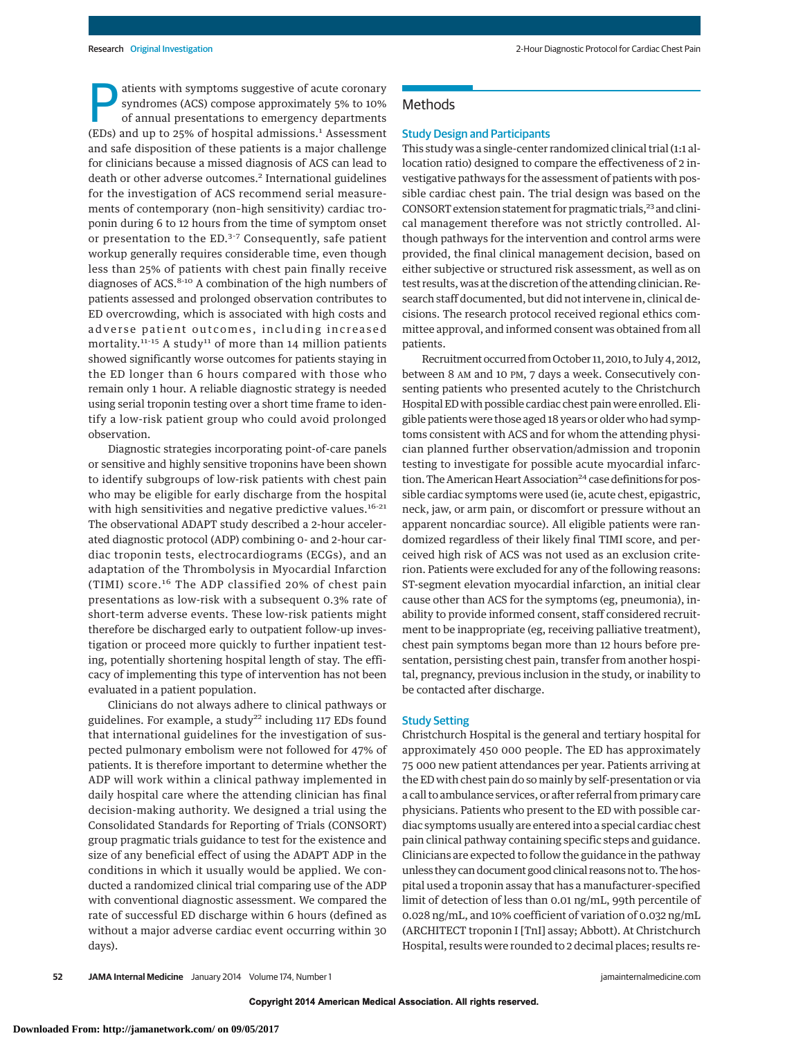Patients with symptoms suggestive of acute coronary syndromes (ACS) compose approximately 5% to 10% of annual presentations to emergency departments (EDs) and up to 25% of hospital admissions.[1] Assessment and safe disposition of these patients is a major challenge for clinicians because a missed diagnosis of ACS can lead to death or other adverse outcomes.[2] International guidelines for the investigation of ACS recommend serial measurements of contemporary (non-high sensitivity) cardiac troponin during 6 to 12 hours from the time of symptom onset or presentation to the ED.[3-7] Consequently, safe patient workup generally requires considerable time, even though less than 25% of patients with chest pain finally receive diagnoses of ACS.[8-10] A combination of the high numbers of patients assessed and prolonged observation contributes to ED overcrowding, which is associated with high costs and adverse patient outcomes, including increased mortality.[11-15] A study[11] of more than 14 million patients showed significantly worse outcomes for patients staying in the ED longer than 6 hours compared with those who remain only 1 hour. A reliable diagnostic strategy is needed using serial troponin testing over a short time frame to identify a low-risk patient group who could avoid prolonged observation.

Diagnostic strategies incorporating point-of-care panels or sensitive and highly sensitive troponins have been shown to identify subgroups of low-risk patients with chest pain who may be eligible for early discharge from the hospital with high sensitivities and negative predictive values.[16-21] The observational ADAPT study described a 2-hour accelerated diagnostic protocol (ADP) combining 0- and 2-hour cardiac troponin tests, electrocardiograms (ECGs), and an adaptation of the Thrombolysis in Myocardial Infarction (TIMI) score.[16] The ADP classified 20% of chest pain presentations as low-risk with a subsequent 0.3% rate of short-term adverse events. These low-risk patients might therefore be discharged early to outpatient follow-up investigation or proceed more quickly to further inpatient testing, potentially shortening hospital length of stay. The efficacy of implementing this type of intervention has not been evaluated in a patient population.

Clinicians do not always adhere to clinical pathways or guidelines. For example, a study[22] including 117 EDs found that international guidelines for the investigation of suspected pulmonary embolism were not followed for 47% of patients. It is therefore important to determine whether the ADP will work within a clinical pathway implemented in daily hospital care where the attending clinician has final decision-making authority. We designed a trial using the Consolidated Standards for Reporting of Trials (CONSORT) group pragmatic trials guidance to test for the existence and size of any beneficial effect of using the ADAPT ADP in the conditions in which it usually would be applied. We conducted a randomized clinical trial comparing use of the ADP with conventional diagnostic assessment. We compared the rate of successful ED discharge within 6 hours (defined as without a major adverse cardiac event occurring within 30 days).

## Methods

### Study Design and Participants

This study was a single-center randomized clinical trial (1:1 allocation ratio) designed to compare the effectiveness of 2 investigative pathways for the assessment of patients with possible cardiac chest pain. The trial design was based on the CONSORT extension statement for pragmatic trials,[23] and clinical management therefore was not strictly controlled. Although pathways for the intervention and control arms were provided, the final clinical management decision, based on either subjective or structured risk assessment, as well as on test results, was at the discretion of the attending clinician. Research staff documented, but did not intervene in, clinical decisions. The research protocol received regional ethics committee approval, and informed consent was obtained from all patients.

Recruitment occurred from October 11, 2010, to July 4, 2012, between 8 AM and 10 PM, 7 days a week. Consecutively consenting patients who presented acutely to the Christchurch Hospital ED with possible cardiac chest pain were enrolled. Eligible patients were those aged 18 years or older who had symptoms consistent with ACS and for whom the attending physician planned further observation/admission and troponin testing to investigate for possible acute myocardial infarction. The American Heart Association[24] case definitions for possible cardiac symptoms were used (ie, acute chest, epigastric, neck, jaw, or arm pain, or discomfort or pressure without an apparent noncardiac source). All eligible patients were randomized regardless of their likely final TIMI score, and perceived high risk of ACS was not used as an exclusion criterion. Patients were excluded for any of the following reasons: ST-segment elevation myocardial infarction, an initial clear cause other than ACS for the symptoms (eg, pneumonia), inability to provide informed consent, staff considered recruitment to be inappropriate (eg, receiving palliative treatment), chest pain symptoms began more than 12 hours before presentation, persisting chest pain, transfer from another hospital, pregnancy, previous inclusion in the study, or inability to be contacted after discharge.

### Study Setting

Christchurch Hospital is the general and tertiary hospital for approximately 450 000 people. The ED has approximately 75 000 new patient attendances per year. Patients arriving at the ED with chest pain do so mainly by self-presentation or via a call to ambulance services, or after referral from primary care physicians. Patients who present to the ED with possible cardiac symptoms usually are entered into a special cardiac chest pain clinical pathway containing specific steps and guidance. Clinicians are expected to follow the guidance in the pathway unless they can document good clinical reasons not to. The hospital used a troponin assay that has a manufacturer-specified limit of detection of less than 0.01 ng/mL, 99th percentile of 0.028 ng/mL, and 10% coefficient of variation of 0.032 ng/mL (ARCHITECT troponin I [TnI] assay; Abbott). At Christchurch Hospital, results were rounded to 2 decimal places; results re-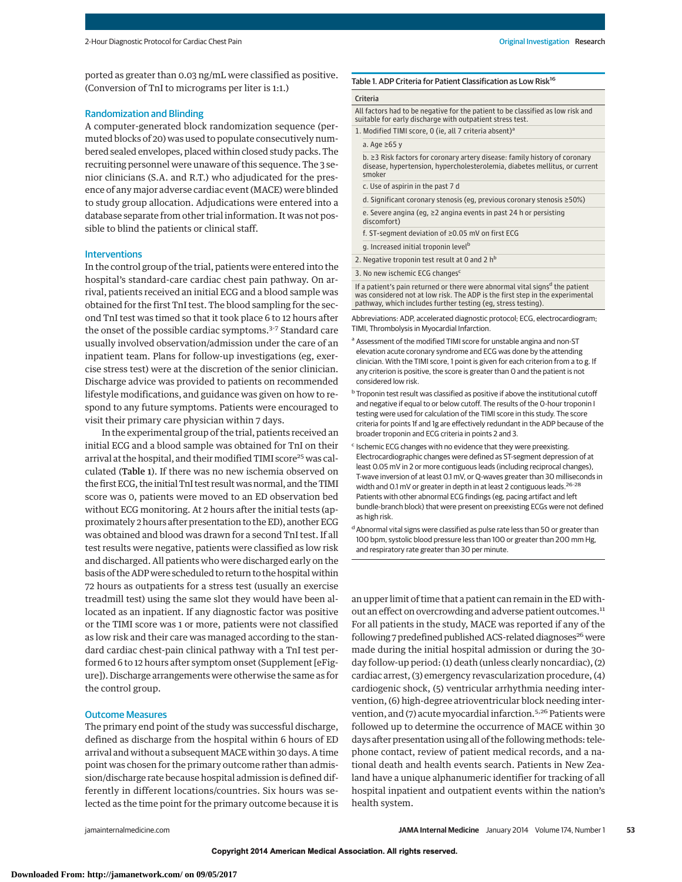ported as greater than 0.03 ng/mL were classified as positive. (Conversion of TnI to micrograms per liter is 1:1.)

## Randomization and Blinding

A computer-generated block randomization sequence (permuted blocks of 20) was used to populate consecutively numbered sealed envelopes, placed within closed study packs. The recruiting personnel were unaware of this sequence. The 3 senior clinicians (S.A. and R.T.) who adjudicated for the presence of any major adverse cardiac event (MACE) were blinded to study group allocation. Adjudications were entered into a database separate from other trial information. It was not possible to blind the patients or clinical staff.

## Interventions

In the control group of the trial, patients were entered into the hospital's standard-care cardiac chest pain pathway. On arrival, patients received an initial ECG and a blood sample was obtained for the first TnI test. The blood sampling for the second TnI test was timed so that it took place 6 to 12 hours after the onset of the possible cardiac symptoms.[3-7] Standard care usually involved observation/admission under the care of an inpatient team. Plans for follow-up investigations (eg, exercise stress test) were at the discretion of the senior clinician. Discharge advice was provided to patients on recommended lifestyle modifications, and guidance was given on how to respond to any future symptoms. Patients were encouraged to visit their primary care physician within 7 days.

In the experimental group of the trial, patients received an initial ECG and a blood sample was obtained for TnI on their arrival at the hospital, and their modified TIMI score[25] was calculated (Table 1). If there was no new ischemia observed on the first ECG, the initial TnI test result was normal, and the TIMI score was 0, patients were moved to an ED observation bed without ECG monitoring. At 2 hours after the initial tests (approximately 2 hours after presentation to the ED), another ECG was obtained and blood was drawn for a second TnI test. If all test results were negative, patients were classified as low risk and discharged. All patients who were discharged early on the basis of the ADP were scheduled to return to the hospital within 72 hours as outpatients for a stress test (usually an exercise treadmill test) using the same slot they would have been allocated as an inpatient. If any diagnostic factor was positive or the TIMI score was 1 or more, patients were not classified as low risk and their care was managed according to the standard cardiac chest-pain clinical pathway with a TnI test performed 6 to 12 hours after symptom onset (Supplement [eFigure]). Discharge arrangements were otherwise the same as for the control group.

Table 1. ADP Criteria for Patient Classification as Low Risk[16]

| Criteria |
|---|
| All factors had to be negative for the patient to be classified as low risk and suitable for early discharge with outpatient stress test. |
| 1. Modified TIMI score, 0 (ie, all 7 criteria absent)[a] |
| a. Age ≥65 y |
| b. ≥3 Risk factors for coronary artery disease: family history of coronary disease, hypertension, hypercholesterolemia, diabetes mellitus, or current smoker |
| c. Use of aspirin in the past 7 d |
| d. Significant coronary stenosis (eg, previous coronary stenosis ≥50%) |
| e. Severe angina (eg, ≥2 angina events in past 24 h or persisting discomfort) |
| f. ST-segment deviation of ≥0.05 mV on first ECG |
| g. Increased initial troponin level[b] |
| 2. Negative troponin test result at 0 and 2 h[b] |
| 3. No new ischemic ECG changes[c] |
| If a patient's pain returned or there were abnormal vital signs[d] the patient was considered not at low risk. The ADP is the first step in the experimental pathway, which includes further testing (eg, stress testing). |

Abbreviations: ADP, accelerated diagnostic protocol; ECG, electrocardiogram; TIMI, Thrombolysis in Myocardial Infarction.

[a] Assessment of the modified TIMI score for unstable angina and non-ST elevation acute coronary syndrome and ECG was done by the attending clinician. With the TIMI score, 1 point is given for each criterion from a to g. If any criterion is positive, the score is greater than 0 and the patient is not considered low risk.

[b] Troponin test result was classified as positive if above the institutional cutoff and negative if equal to or below cutoff. The results of the 0-hour troponin I testing were used for calculation of the TIMI score in this study. The score criteria for points 1f and 1g are effectively redundant in the ADP because of the broader troponin and ECG criteria in points 2 and 3.

[c] Ischemic ECG changes with no evidence that they were preexisting. Electrocardiographic changes were defined as ST-segment depression of at least 0.05 mV in 2 or more contiguous leads (including reciprocal changes), T-wave inversion of at least 0.1 mV, or Q-waves greater than 30 milliseconds in width and 0.1 mV or greater in depth in at least 2 contiguous leads.[26-28] Patients with other abnormal ECG findings (eg, pacing artifact and left bundle-branch block) that were present on preexisting ECGs were not defined as high risk.

[d] Abnormal vital signs were classified as pulse rate less than 50 or greater than 100 bpm, systolic blood pressure less than 100 or greater than 200 mm Hg, and respiratory rate greater than 30 per minute.

## Outcome Measures

The primary end point of the study was successful discharge, defined as discharge from the hospital within 6 hours of ED arrival and without a subsequent MACE within 30 days. A time point was chosen for the primary outcome rather than admission/discharge rate because hospital admission is defined differently in different locations/countries. Six hours was selected as the time point for the primary outcome because it is an upper limit of time that a patient can remain in the ED without an effect on overcrowding and adverse patient outcomes.[11] For all patients in the study, MACE was reported if any of the following 7 predefined published ACS-related diagnoses[26] were made during the initial hospital admission or during the 30-day follow-up period: (1) death (unless clearly noncardiac), (2) cardiac arrest, (3) emergency revascularization procedure, (4) cardiogenic shock, (5) ventricular arrhythmia needing intervention, (6) high-degree atrioventricular block needing intervention, and (7) acute myocardial infarction.[5,26] Patients were followed up to determine the occurrence of MACE within 30 days after presentation using all of the following methods: telephone contact, review of patient medical records, and a national death and health events search. Patients in New Zealand have a unique alphanumeric identifier for tracking of all hospital inpatient and outpatient events within the nation's health system.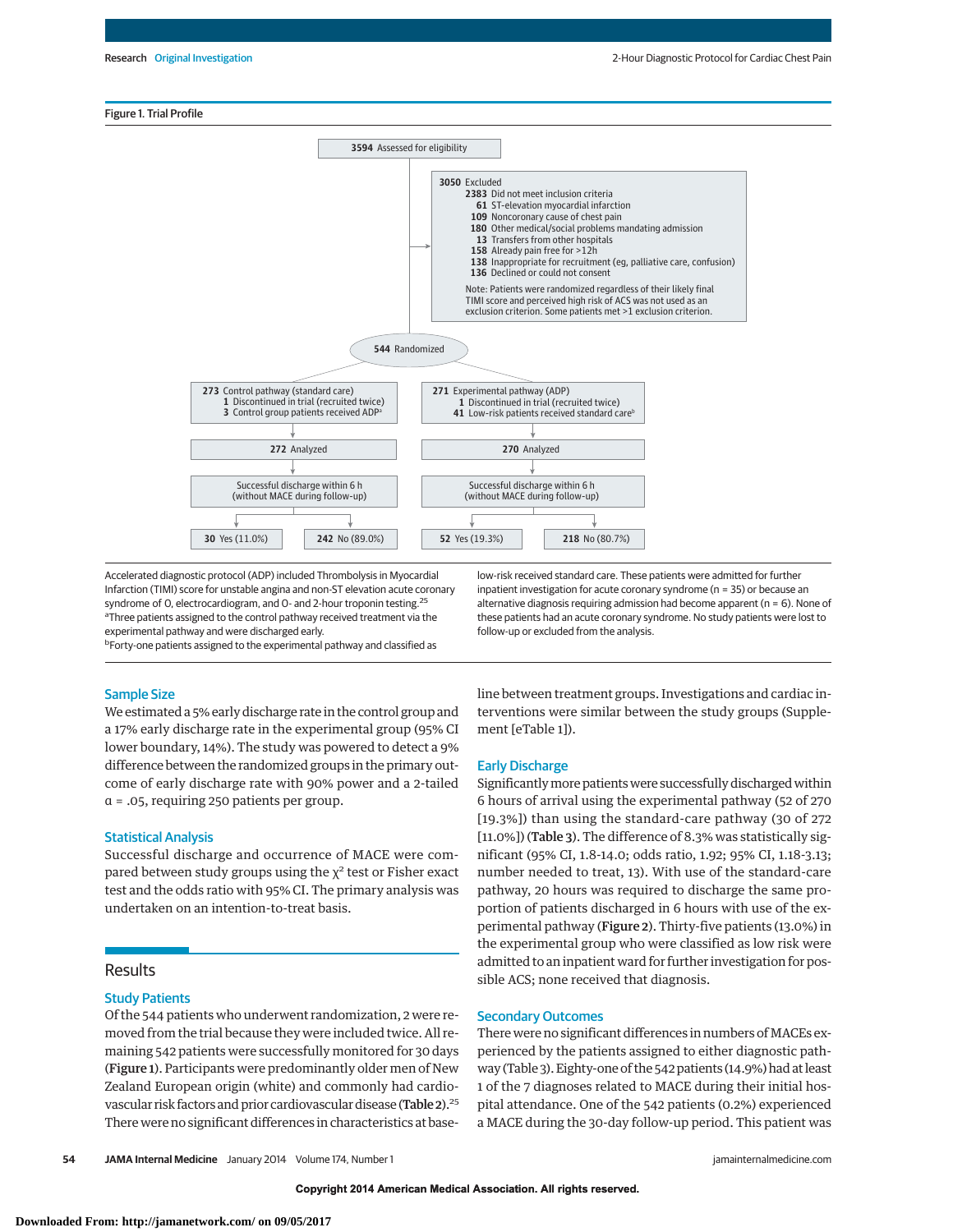Figure 1. Trial Profile

3594 Assessed for eligibility

3050 Excluded
- 2383 Did not meet inclusion criteria
  - 61 ST-elevation myocardial infarction
  - 109 Noncoronary cause of chest pain
  - 180 Other medical/social problems mandating admission
  - 13 Transfers from other hospitals
  - 158 Already pain free for >12h
  - 138 Inappropriate for recruitment (eg, palliative care, confusion)
  - 136 Declined or could not consent

Note: Patients were randomized regardless of their likely final TIMI score and perceived high risk of ACS was not used as an exclusion criterion. Some patients met >1 exclusion criterion.

544 Randomized

| Control pathway | Experimental pathway |
|---|---|
| 273 Control pathway (standard care); 1 Discontinued in trial (recruited twice); 3 Control group patients received ADP[a] | 271 Experimental pathway (ADP); 1 Discontinued in trial (recruited twice); 41 Low-risk patients received standard care[b] |
| 272 Analyzed | 270 Analyzed |
| Successful discharge within 6 h (without MACE during follow-up) | Successful discharge within 6 h (without MACE during follow-up) |
| 30 Yes (11.0%); 242 No (89.0%) | 52 Yes (19.3%); 218 No (80.7%) |

Accelerated diagnostic protocol (ADP) included Thrombolysis in Myocardial Infarction (TIMI) score for unstable angina and non-ST elevation acute coronary syndrome of 0, electrocardiogram, and 0- and 2-hour troponin testing.[25]

[a]Three patients assigned to the control pathway received treatment via the experimental pathway and were discharged early.

[b]Forty-one patients assigned to the experimental pathway and classified as low-risk received standard care. These patients were admitted for further inpatient investigation for acute coronary syndrome (n = 35) or because an alternative diagnosis requiring admission had become apparent (n = 6). None of these patients had an acute coronary syndrome. No study patients were lost to follow-up or excluded from the analysis.

### Sample Size

We estimated a 5% early discharge rate in the control group and a 17% early discharge rate in the experimental group (95% CI lower boundary, 14%). The study was powered to detect a 9% difference between the randomized groups in the primary outcome of early discharge rate with 90% power and a 2-tailed $\alpha$ = .05, requiring 250 patients per group.

### Statistical Analysis

Successful discharge and occurrence of MACE were compared between study groups using the $\chi^2$ test or Fisher exact test and the odds ratio with 95% CI. The primary analysis was undertaken on an intention-to-treat basis.

## Results

### Study Patients

Of the 544 patients who underwent randomization, 2 were removed from the trial because they were included twice. All remaining 542 patients were successfully monitored for 30 days (**Figure 1**). Participants were predominantly older men of New Zealand European origin (white) and commonly had cardiovascular risk factors and prior cardiovascular disease (**Table 2**).[25] There were no significant differences in characteristics at baseline between treatment groups. Investigations and cardiac interventions were similar between the study groups (Supplement [eTable 1]).

### Early Discharge

Significantly more patients were successfully discharged within 6 hours of arrival using the experimental pathway (52 of 270 [19.3%]) than using the standard-care pathway (30 of 272 [11.0%]) (**Table 3**). The difference of 8.3% was statistically significant (95% CI, 1.8-14.0; odds ratio, 1.92; 95% CI, 1.18-3.13; number needed to treat, 13). With use of the standard-care pathway, 20 hours was required to discharge the same proportion of patients discharged in 6 hours with use of the experimental pathway (**Figure 2**). Thirty-five patients (13.0%) in the experimental group who were classified as low risk were admitted to an inpatient ward for further investigation for possible ACS; none received that diagnosis.

### Secondary Outcomes

There were no significant differences in numbers of MACEs experienced by the patients assigned to either diagnostic pathway (Table 3). Eighty-one of the 542 patients (14.9%) had at least 1 of the 7 diagnoses related to MACE during their initial hospital attendance. One of the 542 patients (0.2%) experienced a MACE during the 30-day follow-up period. This patient was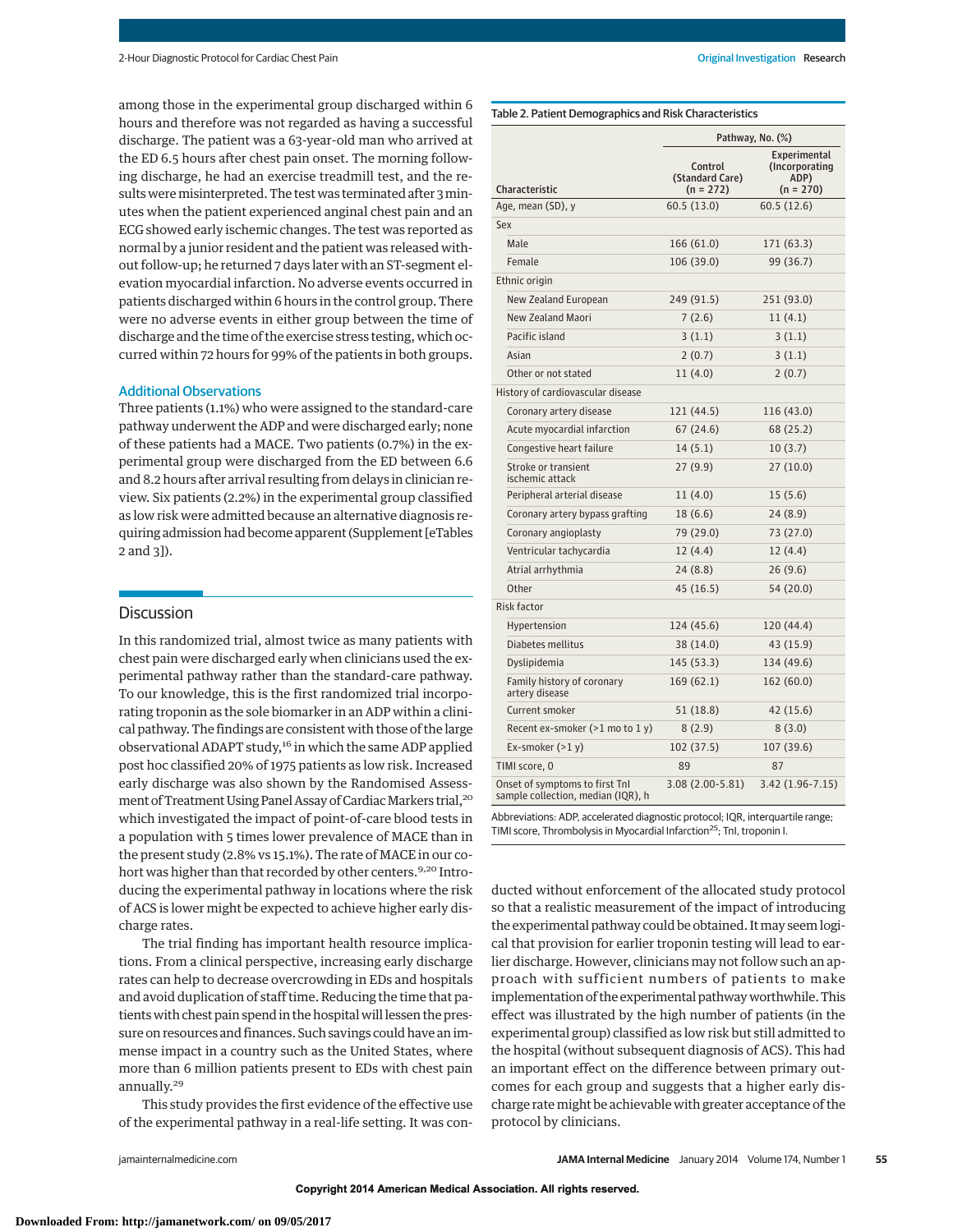among those in the experimental group discharged within 6 hours and therefore was not regarded as having a successful discharge. The patient was a 63-year-old man who arrived at the ED 6.5 hours after chest pain onset. The morning following discharge, he had an exercise treadmill test, and the results were misinterpreted. The test was terminated after 3 minutes when the patient experienced anginal chest pain and an ECG showed early ischemic changes. The test was reported as normal by a junior resident and the patient was released without follow-up; he returned 7 days later with an ST-segment elevation myocardial infarction. No adverse events occurred in patients discharged within 6 hours in the control group. There were no adverse events in either group between the time of discharge and the time of the exercise stress testing, which occurred within 72 hours for 99% of the patients in both groups.

### Additional Observations

Three patients (1.1%) who were assigned to the standard-care pathway underwent the ADP and were discharged early; none of these patients had a MACE. Two patients (0.7%) in the experimental group were discharged from the ED between 6.6 and 8.2 hours after arrival resulting from delays in clinician review. Six patients (2.2%) in the experimental group classified as low risk were admitted because an alternative diagnosis requiring admission had become apparent (Supplement [eTables 2 and 3]).

Table 2. Patient Demographics and Risk Characteristics

| Characteristic | Pathway, No. (%) | |
|---|---|---|
| | Control (Standard Care) (n = 272) | Experimental (Incorporating ADP) (n = 270) |
| Age, mean (SD), y | 60.5 (13.0) | 60.5 (12.6) |
| Sex | | |
| Male | 166 (61.0) | 171 (63.3) |
| Female | 106 (39.0) | 99 (36.7) |
| Ethnic origin | | |
| New Zealand European | 249 (91.5) | 251 (93.0) |
| New Zealand Maori | 7 (2.6) | 11 (4.1) |
| Pacific island | 3 (1.1) | 3 (1.1) |
| Asian | 2 (0.7) | 3 (1.1) |
| Other or not stated | 11 (4.0) | 2 (0.7) |
| History of cardiovascular disease | | |
| Coronary artery disease | 121 (44.5) | 116 (43.0) |
| Acute myocardial infarction | 67 (24.6) | 68 (25.2) |
| Congestive heart failure | 14 (5.1) | 10 (3.7) |
| Stroke or transient ischemic attack | 27 (9.9) | 27 (10.0) |
| Peripheral arterial disease | 11 (4.0) | 15 (5.6) |
| Coronary artery bypass grafting | 18 (6.6) | 24 (8.9) |
| Coronary angioplasty | 79 (29.0) | 73 (27.0) |
| Ventricular tachycardia | 12 (4.4) | 12 (4.4) |
| Atrial arrhythmia | 24 (8.8) | 26 (9.6) |
| Other | 45 (16.5) | 54 (20.0) |
| Risk factor | | |
| Hypertension | 124 (45.6) | 120 (44.4) |
| Diabetes mellitus | 38 (14.0) | 43 (15.9) |
| Dyslipidemia | 145 (53.3) | 134 (49.6) |
| Family history of coronary artery disease | 169 (62.1) | 162 (60.0) |
| Current smoker | 51 (18.8) | 42 (15.6) |
| Recent ex-smoker (>1 mo to 1 y) | 8 (2.9) | 8 (3.0) |
| Ex-smoker (>1 y) | 102 (37.5) | 107 (39.6) |
| TIMI score, 0 | 89 | 87 |
| Onset of symptoms to first TnI sample collection, median (IQR), h | 3.08 (2.00-5.81) | 3.42 (1.96-7.15) |

Abbreviations: ADP, accelerated diagnostic protocol; IQR, interquartile range; TIMI score, Thrombolysis in Myocardial Infarction[25]; TnI, troponin I.

## Discussion

In this randomized trial, almost twice as many patients with chest pain were discharged early when clinicians used the experimental pathway rather than the standard-care pathway. To our knowledge, this is the first randomized trial incorporating troponin as the sole biomarker in an ADP within a clinical pathway. The findings are consistent with those of the large observational ADAPT study,[16] in which the same ADP applied post hoc classified 20% of 1975 patients as low risk. Increased early discharge was also shown by the Randomised Assessment of Treatment Using Panel Assay of Cardiac Markers trial,[20] which investigated the impact of point-of-care blood tests in a population with 5 times lower prevalence of MACE than in the present study (2.8% vs 15.1%). The rate of MACE in our cohort was higher than that recorded by other centers.[9,20] Introducing the experimental pathway in locations where the risk of ACS is lower might be expected to achieve higher early discharge rates.

The trial finding has important health resource implications. From a clinical perspective, increasing early discharge rates can help to decrease overcrowding in EDs and hospitals and avoid duplication of staff time. Reducing the time that patients with chest pain spend in the hospital will lessen the pressure on resources and finances. Such savings could have an immense impact in a country such as the United States, where more than 6 million patients present to EDs with chest pain annually.[29]

This study provides the first evidence of the effective use of the experimental pathway in a real-life setting. It was conducted without enforcement of the allocated study protocol so that a realistic measurement of the impact of introducing the experimental pathway could be obtained. It may seem logical that provision for earlier troponin testing will lead to earlier discharge. However, clinicians may not follow such an approach with sufficient numbers of patients to make implementation of the experimental pathway worthwhile. This effect was illustrated by the high number of patients (in the experimental group) classified as low risk but still admitted to the hospital (without subsequent diagnosis of ACS). This had an important effect on the difference between primary outcomes for each group and suggests that a higher early discharge rate might be achievable with greater acceptance of the protocol by clinicians.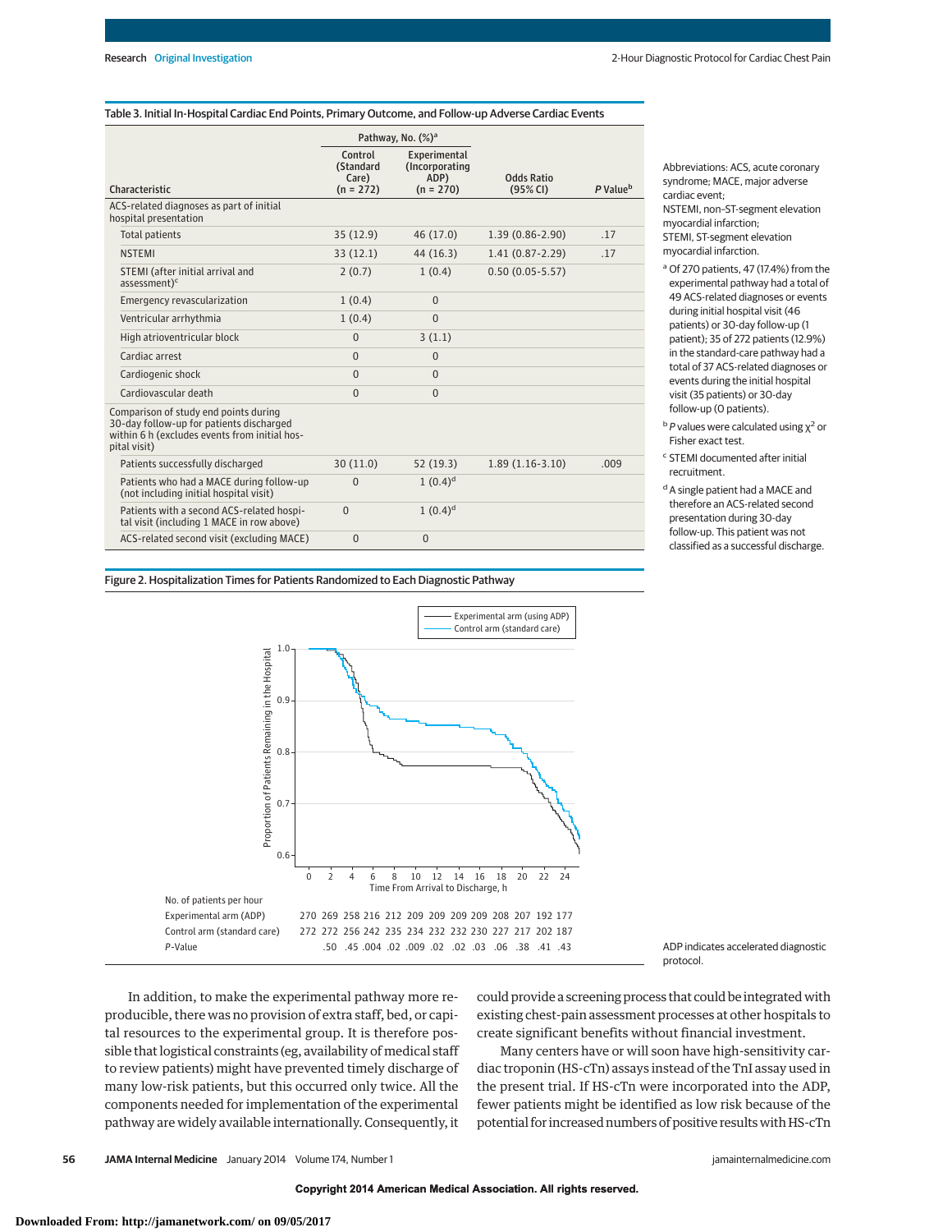Table 3. Initial In-Hospital Cardiac End Points, Primary Outcome, and Follow-up Adverse Cardiac Events

| Characteristic | Pathway, No. (%)[a] | | Odds Ratio (95% CI) | P Value[b] |
|---|---|---|---|---|
| | Control (Standard Care) (n = 272) | Experimental (Incorporating ADP) (n = 270) | | |
| ACS-related diagnoses as part of initial hospital presentation | | | | |
| Total patients | 35 (12.9) | 46 (17.0) | 1.39 (0.86-2.90) | .17 |
| NSTEMI | 33 (12.1) | 44 (16.3) | 1.41 (0.87-2.29) | .17 |
| STEMI (after initial arrival and assessment)[c] | 2 (0.7) | 1 (0.4) | 0.50 (0.05-5.57) | |
| Emergency revascularization | 1 (0.4) | 0 | | |
| Ventricular arrhythmia | 1 (0.4) | 0 | | |
| High atrioventricular block | 0 | 3 (1.1) | | |
| Cardiac arrest | 0 | 0 | | |
| Cardiogenic shock | 0 | 0 | | |
| Cardiovascular death | 0 | 0 | | |
| Comparison of study end points during 30-day follow-up for patients discharged within 6 h (excludes events from initial hospital visit) | | | | |
| Patients successfully discharged | 30 (11.0) | 52 (19.3) | 1.89 (1.16-3.10) | .009 |
| Patients who had a MACE during follow-up (not including initial hospital visit) | 0 | 1 (0.4)[d] | | |
| Patients with a second ACS-related hospital visit (including 1 MACE in row above) | 0 | 1 (0.4)[d] | | |
| ACS-related second visit (excluding MACE) | 0 | 0 | | |

Abbreviations: ACS, acute coronary syndrome; MACE, major adverse cardiac event; NSTEMI, non–ST-segment elevation myocardial infarction; STEMI, ST-segment elevation myocardial infarction.

[a] Of 270 patients, 47 (17.4%) from the experimental pathway had a total of 49 ACS-related diagnoses or events during initial hospital visit (46 patients) or 30-day follow-up (1 patient); 35 of 272 patients (12.9%) in the standard-care pathway had a total of 37 ACS-related diagnoses or events during the initial hospital visit (35 patients) or 30-day follow-up (0 patients).

[b] P values were calculated using $\chi^2$ or Fisher exact test.

[c] STEMI documented after initial recruitment.

[d] A single patient had a MACE and therefore an ACS-related second presentation during 30-day follow-up. This patient was not classified as a successful discharge.

Figure 2. Hospitalization Times for Patients Randomized to Each Diagnostic Pathway

| No. of patients per hour | 0 | 2 | 4 | 6 | 8 | 10 | 12 | 14 | 16 | 18 | 20 | 22 | 24 |
|---|---|---|---|---|---|---|---|---|---|---|---|---|---|
| Experimental arm (ADP) | 270 | 269 | 258 | 216 | 212 | 209 | 209 | 209 | 209 | 208 | 207 | 192 | 177 |
| Control arm (standard care) | 272 | 272 | 256 | 242 | 235 | 234 | 232 | 232 | 230 | 227 | 217 | 202 | 187 |
| P-Value | | .50 | .45 | .004 | .02 | .009 | .02 | .02 | .03 | .06 | .38 | .41 | .43 |

ADP indicates accelerated diagnostic protocol.

In addition, to make the experimental pathway more reproducible, there was no provision of extra staff, bed, or capital resources to the experimental group. It is therefore possible that logistical constraints (eg, availability of medical staff to review patients) might have prevented timely discharge of many low-risk patients, but this occurred only twice. All the components needed for implementation of the experimental pathway are widely available internationally. Consequently, it could provide a screening process that could be integrated with existing chest-pain assessment processes at other hospitals to create significant benefits without financial investment.

Many centers have or will soon have high-sensitivity cardiac troponin (HS-cTn) assays instead of the TnI assay used in the present trial. If HS-cTn were incorporated into the ADP, fewer patients might be identified as low risk because of the potential for increased numbers of positive results with HS-cTn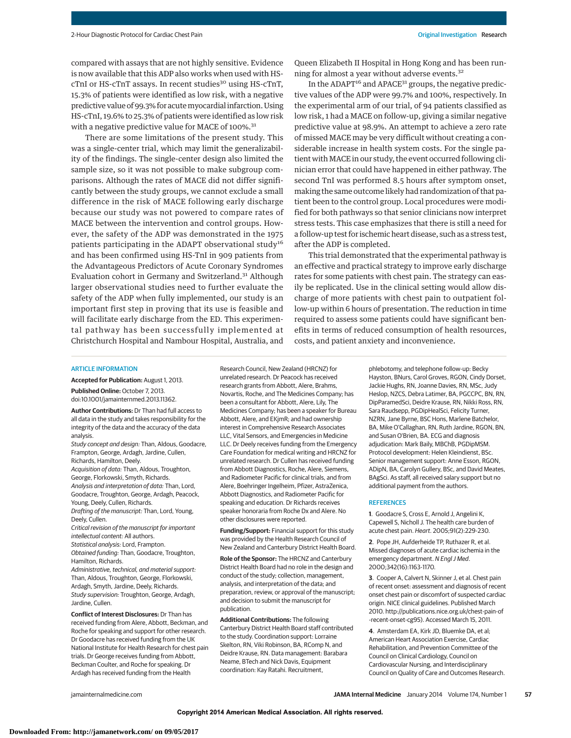compared with assays that are not highly sensitive. Evidence is now available that this ADP also works when used with HS-cTnI or HS-cTnT assays. In recent studies[30] using HS-cTnT, 15.3% of patients were identified as low risk, with a negative predictive value of 99.3% for acute myocardial infarction. Using HS-cTnI, 19.6% to 25.3% of patients were identified as low risk with a negative predictive value for MACE of 100%.[31]

There are some limitations of the present study. This was a single-center trial, which may limit the generalizability of the findings. The single-center design also limited the sample size, so it was not possible to make subgroup comparisons. Although the rates of MACE did not differ significantly between the study groups, we cannot exclude a small difference in the risk of MACE following early discharge because our study was not powered to compare rates of MACE between the intervention and control groups. However, the safety of the ADP was demonstrated in the 1975 patients participating in the ADAPT observational study[16] and has been confirmed using HS-TnI in 909 patients from the Advantageous Predictors of Acute Coronary Syndromes Evaluation cohort in Germany and Switzerland.[31] Although larger observational studies need to further evaluate the safety of the ADP when fully implemented, our study is an important first step in proving that its use is feasible and will facilitate early discharge from the ED. This experimental pathway has been successfully implemented at Christchurch Hospital and Nambour Hospital, Australia, and Queen Elizabeth II Hospital in Hong Kong and has been running for almost a year without adverse events.[32]

In the ADAPT[16] and APACE[31] groups, the negative predictive values of the ADP were 99.7% and 100%, respectively. In the experimental arm of our trial, of 94 patients classified as low risk, 1 had a MACE on follow-up, giving a similar negative predictive value at 98.9%. An attempt to achieve a zero rate of missed MACE may be very difficult without creating a considerable increase in health system costs. For the single patient with MACE in our study, the event occurred following clinician error that could have happened in either pathway. The second TnI was performed 8.5 hours after symptom onset, making the same outcome likely had randomization of that patient been to the control group. Local procedures were modified for both pathways so that senior clinicians now interpret stress tests. This case emphasizes that there is still a need for a follow-up test for ischemic heart disease, such as a stress test, after the ADP is completed.

This trial demonstrated that the experimental pathway is an effective and practical strategy to improve early discharge rates for some patients with chest pain. The strategy can easily be replicated. Use in the clinical setting would allow discharge of more patients with chest pain to outpatient follow-up within 6 hours of presentation. The reduction in time required to assess some patients could have significant benefits in terms of reduced consumption of health resources, costs, and patient anxiety and inconvenience.

## ARTICLE INFORMATION

**Accepted for Publication:** August 1, 2013.

**Published Online:** October 7, 2013. doi:10.1001/jamainternmed.2013.11362.

**Author Contributions:** Dr Than had full access to all data in the study and takes responsibility for the integrity of the data and the accuracy of the data analysis.

*Study concept and design:* Than, Aldous, Goodacre, Frampton, George, Ardagh, Jardine, Cullen, Richards, Hamilton, Deely.

*Acquisition of data:* Than, Aldous, Troughton, George, Florkowski, Smyth, Richards.

*Analysis and interpretation of data:* Than, Lord, Goodacre, Troughton, George, Ardagh, Peacock, Young, Deely, Cullen, Richards.

*Drafting of the manuscript:* Than, Lord, Young, Deely, Cullen.

*Critical revision of the manuscript for important intellectual content:* All authors.

*Statistical analysis:* Lord, Frampton.

*Obtained funding:* Than, Goodacre, Troughton, Hamilton, Richards.

*Administrative, technical, and material support:* Than, Aldous, Troughton, George, Florkowski, Ardagh, Smyth, Jardine, Deely, Richards.

*Study supervision:* Troughton, George, Ardagh, Jardine, Cullen.

**Conflict of Interest Disclosures:** Dr Than has received funding from Alere, Abbott, Beckman, and Roche for speaking and support for other research. Dr Goodacre has received funding from the UK National Institute for Health Research for chest pain trials. Dr George receives funding from Abbott, Beckman Coulter, and Roche for speaking. Dr Ardagh has received funding from the Health Research Council, New Zealand (HRCNZ) for unrelated research. Dr Peacock has received research grants from Abbott, Alere, Brahms, Novartis, Roche, and The Medicines Company; has been a consultant for Abbott, Alere, Lily, The Medicines Company; has been a speaker for Bureau Abbott, Alere, and EKjmR; and had ownership interest in Comprehensive Research Associates LLC, Vital Sensors, and Emergencies in Medicine LLC. Dr Deely receives funding from the Emergency Care Foundation for medical writing and HRCNZ for unrelated research. Dr Cullen has received funding from Abbott Diagnostics, Roche, Alere, Siemens, and Radiometer Pacific for clinical trials, and from Alere, Boehringer Ingelheim, Pfizer, AstraZenica, Abbott Diagnostics, and Radiometer Pacific for speaking and education. Dr Richards receives speaker honoraria from Roche Dx and Alere. No other disclosures were reported.

**Funding/Support:** Financial support for this study was provided by the Health Research Council of New Zealand and Canterbury District Health Board.

**Role of the Sponsor:** The HRCNZ and Canterbury District Health Board had no role in the design and conduct of the study; collection, management, analysis, and interpretation of the data; and preparation, review, or approval of the manuscript; and decision to submit the manuscript for publication.

**Additional Contributions:** The following Canterbury District Health Board staff contributed to the study. Coordination support: Lorraine Skelton, RN, Viki Robinson, BA, RComp N, and Deidre Krause, RN. Data management: Barabara Neame, BTech and Nick Davis, Equipment coordination: Kay Ratahi. Recruitment, phlebotomy, and telephone follow-up: Becky Hayston, BNurs, Carol Groves, RGON, Cindy Dorset, Jackie Hughs, RN, Joanne Davies, RN, MSc, Judy Heslop, NZCS, Debra Latimer, BA, PGCCPC, BN, RN, DipParamedSci, Deidre Krause, RN, Nikki Ross, RN, Sara Raudsepp, PGDipHealSci, Felicity Turner, NZRN, Jane Byrne, BSC Hons, Marlene Batchelor, BA, Mike O'Callaghan, RN, Ruth Jardine, RGON, BN, and Susan O'Brien, BA. ECG and diagnosis adjudication: Mark Baily, MBChB, PGDipMSM. Protocol development: Helen Kleindienst, BSc. Senior management support: Anne Esson, RGON, ADipN, BA, Carolyn Gullery, BSc, and David Meates, BAgSci. As staff, all received salary support but no additional payment from the authors.

## REFERENCES

1. Goodacre S, Cross E, Arnold J, Angelini K, Capewell S, Nicholl J. The health care burden of acute chest pain. *Heart*. 2005;91(2):229-230.

2. Pope JH, Aufderheide TP, Ruthazer R, et al. Missed diagnoses of acute cardiac ischemia in the emergency department. *N Engl J Med*. 2000;342(16):1163-1170.

3. Cooper A, Calvert N, Skinner J, et al. Chest pain of recent onset: assessment and diagnosis of recent onset chest pain or discomfort of suspected cardiac origin. NICE clinical guidelines. Published March 2010. http://publications.nice.org.uk/chest-pain-of-recent-onset-cg95). Accessed March 15, 2011.

4. Amsterdam EA, Kirk JD, Bluemke DA, et al; American Heart Association Exercise, Cardiac Rehabilitation, and Prevention Committee of the Council on Clinical Cardiology, Council on Cardiovascular Nursing, and Interdisciplinary Council on Quality of Care and Outcomes Research.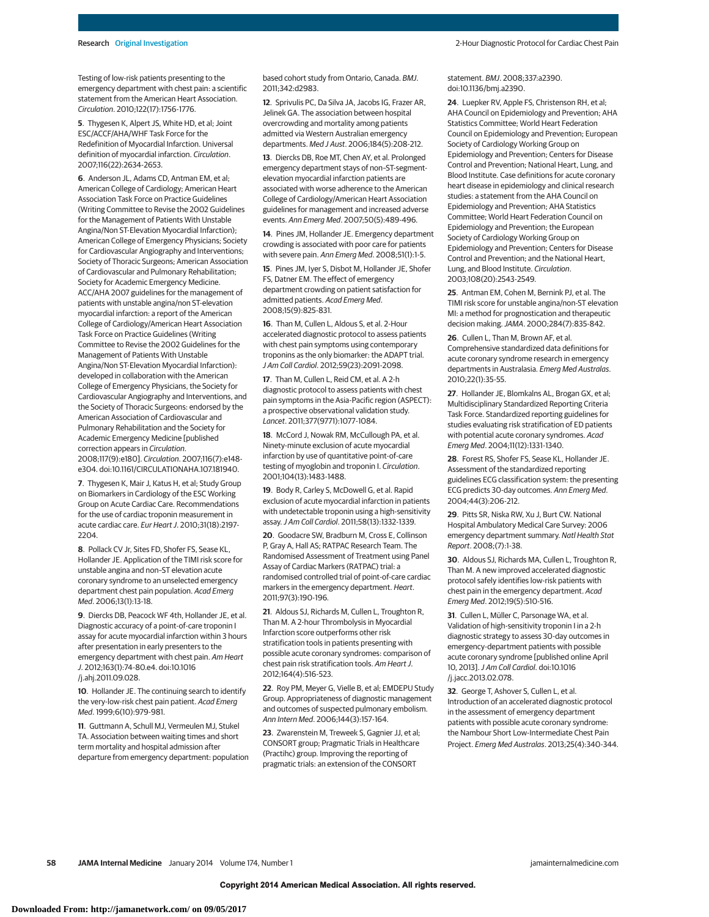Testing of low-risk patients presenting to the emergency department with chest pain: a scientific statement from the American Heart Association. *Circulation*. 2010;122(17):1756-1776.

**5**. Thygesen K, Alpert JS, White HD, et al; Joint ESC/ACCF/AHA/WHF Task Force for the Redefinition of Myocardial Infarction. Universal definition of myocardial infarction. *Circulation*. 2007;116(22):2634-2653.

**6**. Anderson JL, Adams CD, Antman EM, et al; American College of Cardiology; American Heart Association Task Force on Practice Guidelines (Writing Committee to Revise the 2002 Guidelines for the Management of Patients With Unstable Angina/Non ST-Elevation Myocardial Infarction); American College of Emergency Physicians; Society for Cardiovascular Angiography and Interventions; Society of Thoracic Surgeons; American Association of Cardiovascular and Pulmonary Rehabilitation; Society for Academic Emergency Medicine. ACC/AHA 2007 guidelines for the management of patients with unstable angina/non ST-elevation myocardial infarction: a report of the American College of Cardiology/American Heart Association Task Force on Practice Guidelines (Writing Committee to Revise the 2002 Guidelines for the Management of Patients With Unstable Angina/Non ST-Elevation Myocardial Infarction): developed in collaboration with the American College of Emergency Physicians, the Society for Cardiovascular Angiography and Interventions, and the Society of Thoracic Surgeons: endorsed by the American Association of Cardiovascular and Pulmonary Rehabilitation and the Society for Academic Emergency Medicine [published correction appears in *Circulation*. 2008;117(9):e180]. *Circulation*. 2007;116(7):e148-e304. doi:10.1161/CIRCULATIONAHA.107.181940.

**7**. Thygesen K, Mair J, Katus H, et al; Study Group on Biomarkers in Cardiology of the ESC Working Group on Acute Cardiac Care. Recommendations for the use of cardiac troponin measurement in acute cardiac care. *Eur Heart J*. 2010;31(18):2197-2204.

**8**. Pollack CV Jr, Sites FD, Shofer FS, Sease KL, Hollander JE. Application of the TIMI risk score for unstable angina and non–ST elevation acute coronary syndrome to an unselected emergency department chest pain population. *Acad Emerg Med*. 2006;13(1):13-18.

**9**. Diercks DB, Peacock WF 4th, Hollander JE, et al. Diagnostic accuracy of a point-of-care troponin I assay for acute myocardial infarction within 3 hours after presentation in early presenters to the emergency department with chest pain. *Am Heart J*. 2012;163(1):74-80.e4. doi:10.1016/j.ahj.2011.09.028.

**10**. Hollander JE. The continuing search to identify the very-low-risk chest pain patient. *Acad Emerg Med*. 1999;6(10):979-981.

**11**. Guttmann A, Schull MJ, Vermeulen MJ, Stukel TA. Association between waiting times and short term mortality and hospital admission after departure from emergency department: population based cohort study from Ontario, Canada. *BMJ*. 2011;342:d2983.

**12**. Sprivulis PC, Da Silva JA, Jacobs IG, Frazer AR, Jelinek GA. The association between hospital overcrowding and mortality among patients admitted via Western Australian emergency departments. *Med J Aust*. 2006;184(5):208-212.

**13**. Diercks DB, Roe MT, Chen AY, et al. Prolonged emergency department stays of non–ST-segment-elevation myocardial infarction patients are associated with worse adherence to the American College of Cardiology/American Heart Association guidelines for management and increased adverse events. *Ann Emerg Med*. 2007;50(5):489-496.

**14**. Pines JM, Hollander JE. Emergency department crowding is associated with poor care for patients with severe pain. *Ann Emerg Med*. 2008;51(1):1-5.

**15**. Pines JM, Iyer S, Disbot M, Hollander JE, Shofer FS, Datner EM. The effect of emergency department crowding on patient satisfaction for admitted patients. *Acad Emerg Med*. 2008;15(9):825-831.

**16**. Than M, Cullen L, Aldous S, et al. 2-Hour accelerated diagnostic protocol to assess patients with chest pain symptoms using contemporary troponins as the only biomarker: the ADAPT trial. *J Am Coll Cardiol*. 2012;59(23):2091-2098.

**17**. Than M, Cullen L, Reid CM, et al. A 2-h diagnostic protocol to assess patients with chest pain symptoms in the Asia-Pacific region (ASPECT): a prospective observational validation study. *Lancet*. 2011;377(9771):1077-1084.

**18**. McCord J, Nowak RM, McCullough PA, et al. Ninety-minute exclusion of acute myocardial infarction by use of quantitative point-of-care testing of myoglobin and troponin I. *Circulation*. 2001;104(13):1483-1488.

**19**. Body R, Carley S, McDowell G, et al. Rapid exclusion of acute myocardial infarction in patients with undetectable troponin using a high-sensitivity assay. *J Am Coll Cardiol*. 2011;58(13):1332-1339.

**20**. Goodacre SW, Bradburn M, Cross E, Collinson P, Gray A, Hall AS; RATPAC Research Team. The Randomised Assessment of Treatment using Panel Assay of Cardiac Markers (RATPAC) trial: a randomised controlled trial of point-of-care cardiac markers in the emergency department. *Heart*. 2011;97(3):190-196.

**21**. Aldous SJ, Richards M, Cullen L, Troughton R, Than M. A 2-hour Thrombolysis in Myocardial Infarction score outperforms other risk stratification tools in patients presenting with possible acute coronary syndromes: comparison of chest pain risk stratification tools. *Am Heart J*. 2012;164(4):516-523.

**22**. Roy PM, Meyer G, Vielle B, et al; EMDEPU Study Group. Appropriateness of diagnostic management and outcomes of suspected pulmonary embolism. *Ann Intern Med*. 2006;144(3):157-164.

**23**. Zwarenstein M, Treweek S, Gagnier JJ, et al; CONSORT group; Pragmatic Trials in Healthcare (Practihc) group. Improving the reporting of pragmatic trials: an extension of the CONSORT statement. *BMJ*. 2008;337:a2390. doi:10.1136/bmj.a2390.

**24**. Luepker RV, Apple FS, Christenson RH, et al; AHA Council on Epidemiology and Prevention; AHA Statistics Committee; World Heart Federation Council on Epidemiology and Prevention; European Society of Cardiology Working Group on Epidemiology and Prevention; Centers for Disease Control and Prevention; National Heart, Lung, and Blood Institute. Case definitions for acute coronary heart disease in epidemiology and clinical research studies: a statement from the AHA Council on Epidemiology and Prevention; AHA Statistics Committee; World Heart Federation Council on Epidemiology and Prevention; the European Society of Cardiology Working Group on Epidemiology and Prevention; Centers for Disease Control and Prevention; and the National Heart, Lung, and Blood Institute. *Circulation*. 2003;108(20):2543-2549.

**25**. Antman EM, Cohen M, Bernink PJ, et al. The TIMI risk score for unstable angina/non-ST elevation MI: a method for prognostication and therapeutic decision making. *JAMA*. 2000;284(7):835-842.

**26**. Cullen L, Than M, Brown AF, et al. Comprehensive standardized data definitions for acute coronary syndrome research in emergency departments in Australasia. *Emerg Med Australas*. 2010;22(1):35-55.

**27**. Hollander JE, Blomkalns AL, Brogan GX, et al; Multidisciplinary Standardized Reporting Criteria Task Force. Standardized reporting guidelines for studies evaluating risk stratification of ED patients with potential acute coronary syndromes. *Acad Emerg Med*. 2004;11(12):1331-1340.

**28**. Forest RS, Shofer FS, Sease KL, Hollander JE. Assessment of the standardized reporting guidelines ECG classification system: the presenting ECG predicts 30-day outcomes. *Ann Emerg Med*. 2004;44(3):206-212.

**29**. Pitts SR, Niska RW, Xu J, Burt CW. National Hospital Ambulatory Medical Care Survey: 2006 emergency department summary. *Natl Health Stat Report*. 2008;(7):1-38.

**30**. Aldous SJ, Richards MA, Cullen L, Troughton R, Than M. A new improved accelerated diagnostic protocol safely identifies low-risk patients with chest pain in the emergency department. *Acad Emerg Med*. 2012;19(5):510-516.

**31**. Cullen L, Müller C, Parsonage WA, et al. Validation of high-sensitivity troponin I in a 2-h diagnostic strategy to assess 30-day outcomes in emergency-department patients with possible acute coronary syndrome [published online April 10, 2013]. *J Am Coll Cardiol*. doi:10.1016/j.jacc.2013.02.078.

**32**. George T, Ashover S, Cullen L, et al. Introduction of an accelerated diagnostic protocol in the assessment of emergency department patients with possible acute coronary syndrome: the Nambour Short Low-Intermediate Chest Pain Project. *Emerg Med Australas*. 2013;25(4):340-344.